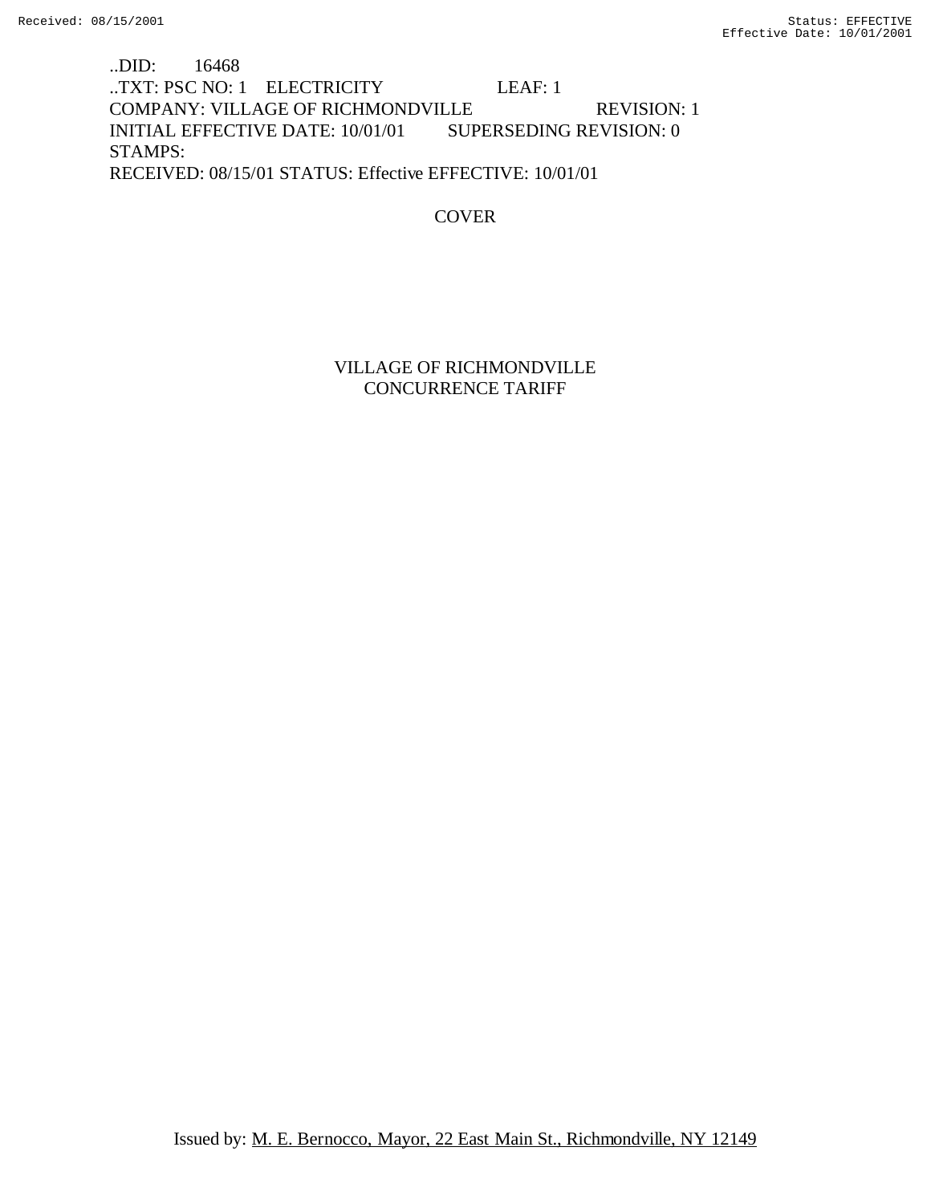..DID: 16468
..TXT: PSC NO: 1 ELECTRICITY LEAF: 1
COMPANY: VILLAGE OF RICHMONDVILLE REVISION: 1
INITIAL EFFECTIVE DATE: 10/01/01 SUPERSEDING REVISION: 0
STAMPS:
RECEIVED: 08/15/01 STATUS: Effective EFFECTIVE: 10/01/01

COVER

# VILLAGE OF RICHMONDVILLE
# CONCURRENCE TARIFF

Issued by: M. E. Bernocco, Mayor, 22 East Main St., Richmondville, NY 12149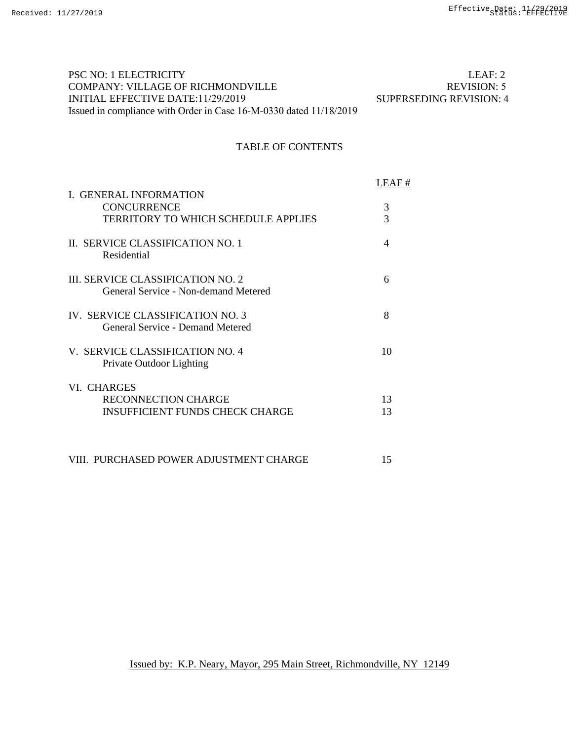PSC NO: 1 ELECTRICITY LEAF: 2
COMPANY: VILLAGE OF RICHMONDVILLE REVISION: 5
INITIAL EFFECTIVE DATE:11/29/2019 SUPERSEDING REVISION: 4
Issued in compliance with Order in Case 16-M-0330 dated 11/18/2019

# TABLE OF CONTENTS

| | LEAF # |
|---|---|
| I. GENERAL INFORMATION | |
| CONCURRENCE | 3 |
| TERRITORY TO WHICH SCHEDULE APPLIES | 3 |
| II. SERVICE CLASSIFICATION NO. 1<br>Residential | 4 |
| III. SERVICE CLASSIFICATION NO. 2<br>General Service - Non-demand Metered | 6 |
| IV. SERVICE CLASSIFICATION NO. 3<br>General Service - Demand Metered | 8 |
| V. SERVICE CLASSIFICATION NO. 4<br>Private Outdoor Lighting | 10 |
| VI. CHARGES | |
| RECONNECTION CHARGE | 13 |
| INSUFFICIENT FUNDS CHECK CHARGE | 13 |
| VIII. PURCHASED POWER ADJUSTMENT CHARGE | 15 |

Issued by: K.P. Neary, Mayor, 295 Main Street, Richmondville, NY 12149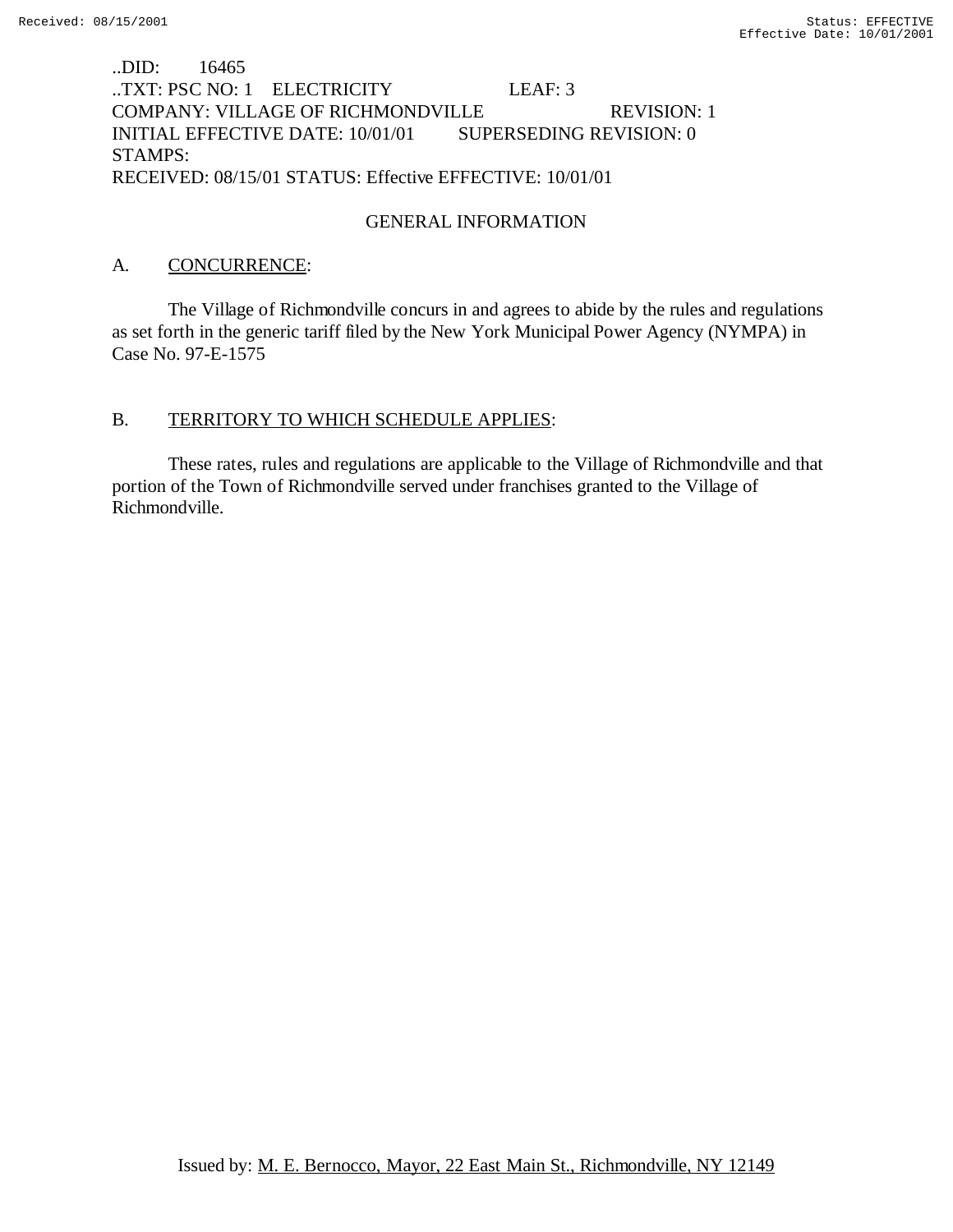..DID: 16465
..TXT: PSC NO: 1 ELECTRICITY LEAF: 3
COMPANY: VILLAGE OF RICHMONDVILLE REVISION: 1
INITIAL EFFECTIVE DATE: 10/01/01 SUPERSEDING REVISION: 0
STAMPS:
RECEIVED: 08/15/01 STATUS: Effective EFFECTIVE: 10/01/01

## GENERAL INFORMATION

A. CONCURRENCE:

The Village of Richmondville concurs in and agrees to abide by the rules and regulations as set forth in the generic tariff filed by the New York Municipal Power Agency (NYMPA) in Case No. 97-E-1575

B. TERRITORY TO WHICH SCHEDULE APPLIES:

These rates, rules and regulations are applicable to the Village of Richmondville and that portion of the Town of Richmondville served under franchises granted to the Village of Richmondville.

Issued by: M. E. Bernocco, Mayor, 22 East Main St., Richmondville, NY 12149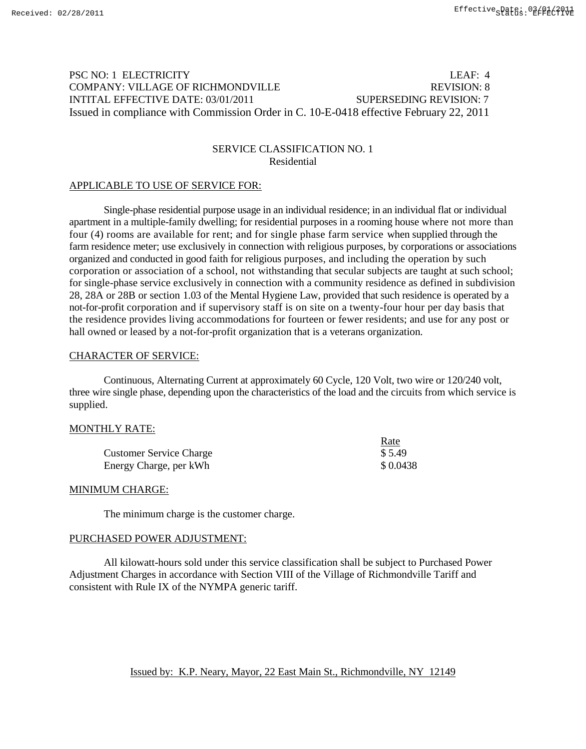PSC NO: 1 ELECTRICITY LEAF: 4
COMPANY: VILLAGE OF RICHMONDVILLE REVISION: 8
INTITAL EFFECTIVE DATE: 03/01/2011 SUPERSEDING REVISION: 7
Issued in compliance with Commission Order in C. 10-E-0418 effective February 22, 2011

## SERVICE CLASSIFICATION NO. 1
### Residential

APPLICABLE TO USE OF SERVICE FOR:

Single-phase residential purpose usage in an individual residence; in an individual flat or individual apartment in a multiple-family dwelling; for residential purposes in a rooming house where not more than four (4) rooms are available for rent; and for single phase farm service when supplied through the farm residence meter; use exclusively in connection with religious purposes, by corporations or associations organized and conducted in good faith for religious purposes, and including the operation by such corporation or association of a school, not withstanding that secular subjects are taught at such school; for single-phase service exclusively in connection with a community residence as defined in subdivision 28, 28A or 28B or section 1.03 of the Mental Hygiene Law, provided that such residence is operated by a not-for-profit corporation and if supervisory staff is on site on a twenty-four hour per day basis that the residence provides living accommodations for fourteen or fewer residents; and use for any post or hall owned or leased by a not-for-profit organization that is a veterans organization.

CHARACTER OF SERVICE:

Continuous, Alternating Current at approximately 60 Cycle, 120 Volt, two wire or 120/240 volt, three wire single phase, depending upon the characteristics of the load and the circuits from which service is supplied.

MONTHLY RATE:

| | Rate |
|---|---|
| Customer Service Charge | $ 5.49 |
| Energy Charge, per kWh | $ 0.0438 |

MINIMUM CHARGE:

The minimum charge is the customer charge.

PURCHASED POWER ADJUSTMENT:

All kilowatt-hours sold under this service classification shall be subject to Purchased Power Adjustment Charges in accordance with Section VIII of the Village of Richmondville Tariff and consistent with Rule IX of the NYMPA generic tariff.

Issued by: K.P. Neary, Mayor, 22 East Main St., Richmondville, NY 12149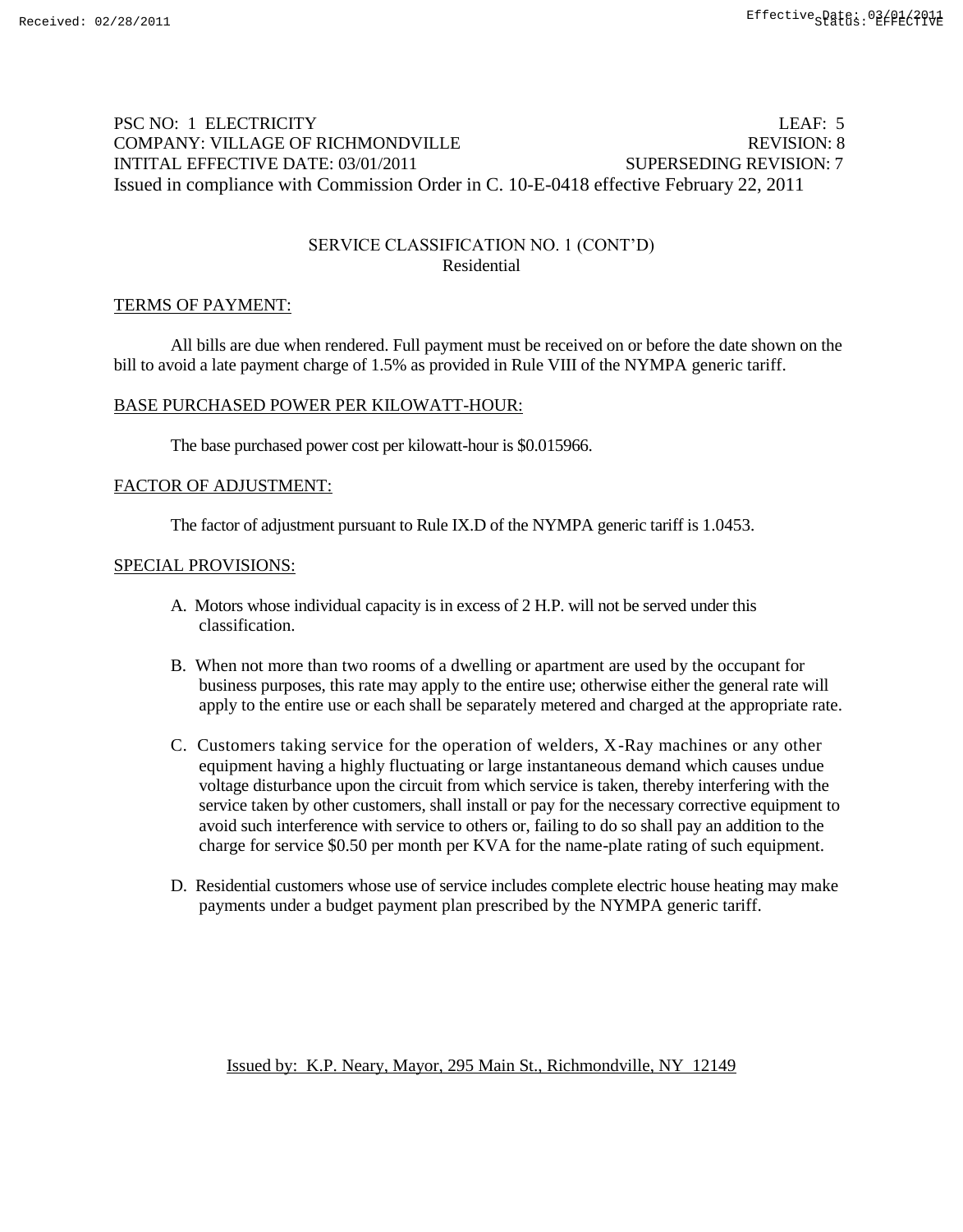PSC NO: 1 ELECTRICITY LEAF: 5
COMPANY: VILLAGE OF RICHMONDVILLE REVISION: 8
INTITAL EFFECTIVE DATE: 03/01/2011 SUPERSEDING REVISION: 7
Issued in compliance with Commission Order in C. 10-E-0418 effective February 22, 2011

SERVICE CLASSIFICATION NO. 1 (CONT'D)
Residential

## TERMS OF PAYMENT:

All bills are due when rendered. Full payment must be received on or before the date shown on the bill to avoid a late payment charge of 1.5% as provided in Rule VIII of the NYMPA generic tariff.

## BASE PURCHASED POWER PER KILOWATT-HOUR:

The base purchased power cost per kilowatt-hour is $0.015966.

## FACTOR OF ADJUSTMENT:

The factor of adjustment pursuant to Rule IX.D of the NYMPA generic tariff is 1.0453.

## SPECIAL PROVISIONS:

A. Motors whose individual capacity is in excess of 2 H.P. will not be served under this classification.

B. When not more than two rooms of a dwelling or apartment are used by the occupant for business purposes, this rate may apply to the entire use; otherwise either the general rate will apply to the entire use or each shall be separately metered and charged at the appropriate rate.

C. Customers taking service for the operation of welders, X-Ray machines or any other equipment having a highly fluctuating or large instantaneous demand which causes undue voltage disturbance upon the circuit from which service is taken, thereby interfering with the service taken by other customers, shall install or pay for the necessary corrective equipment to avoid such interference with service to others or, failing to do so shall pay an addition to the charge for service $0.50 per month per KVA for the name-plate rating of such equipment.

D. Residential customers whose use of service includes complete electric house heating may make payments under a budget payment plan prescribed by the NYMPA generic tariff.

Issued by: K.P. Neary, Mayor, 295 Main St., Richmondville, NY 12149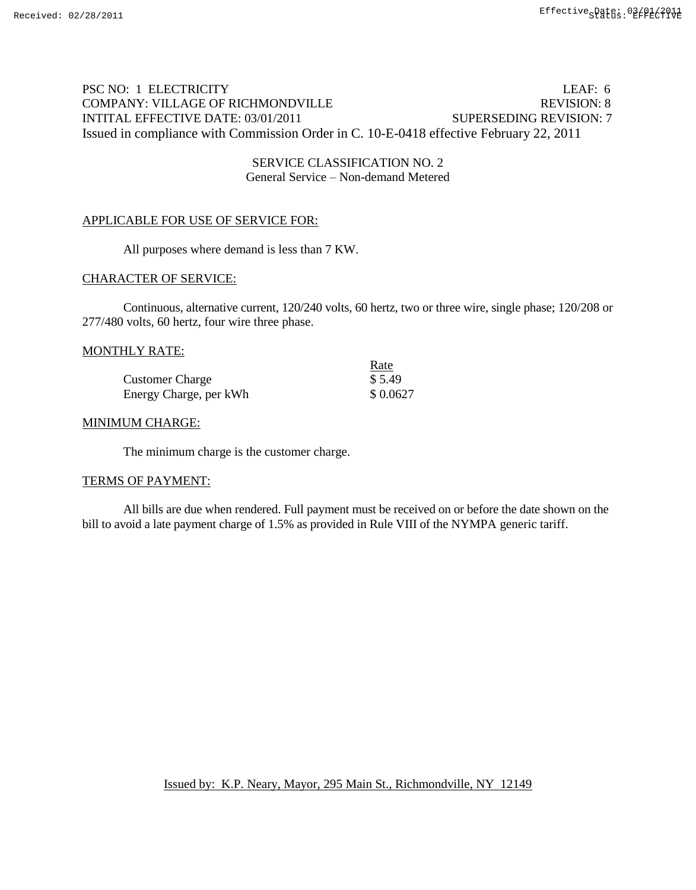PSC NO: 1 ELECTRICITY LEAF: 6
COMPANY: VILLAGE OF RICHMONDVILLE REVISION: 8
INTITAL EFFECTIVE DATE: 03/01/2011 SUPERSEDING REVISION: 7
Issued in compliance with Commission Order in C. 10-E-0418 effective February 22, 2011

## SERVICE CLASSIFICATION NO. 2
General Service – Non-demand Metered

### APPLICABLE FOR USE OF SERVICE FOR:

All purposes where demand is less than 7 KW.

### CHARACTER OF SERVICE:

Continuous, alternative current, 120/240 volts, 60 hertz, two or three wire, single phase; 120/208 or 277/480 volts, 60 hertz, four wire three phase.

### MONTHLY RATE:

| | Rate |
|---|---|
| Customer Charge | $ 5.49 |
| Energy Charge, per kWh | $ 0.0627 |

### MINIMUM CHARGE:

The minimum charge is the customer charge.

### TERMS OF PAYMENT:

All bills are due when rendered. Full payment must be received on or before the date shown on the bill to avoid a late payment charge of 1.5% as provided in Rule VIII of the NYMPA generic tariff.

Issued by: K.P. Neary, Mayor, 295 Main St., Richmondville, NY 12149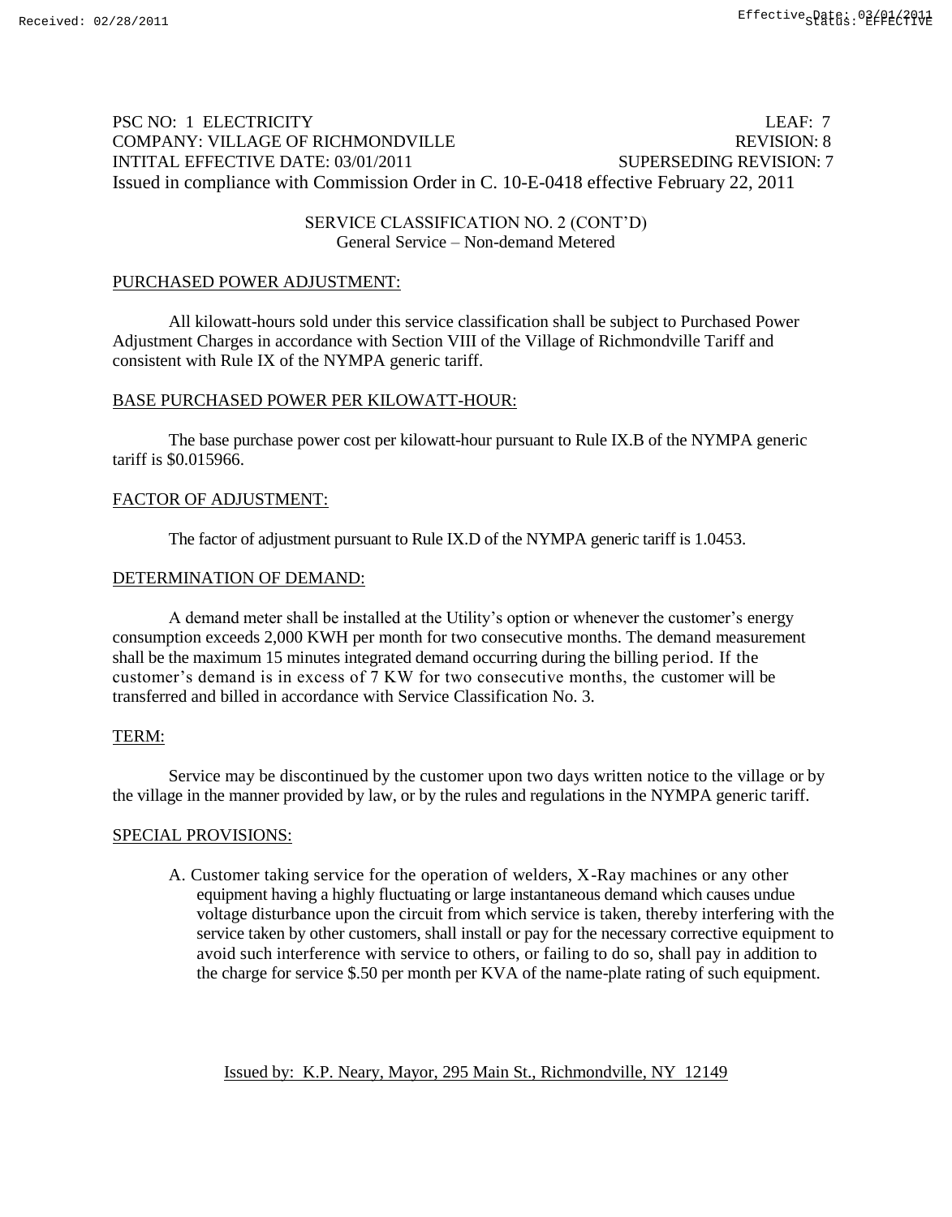PSC NO: 1 ELECTRICITY LEAF: 7
COMPANY: VILLAGE OF RICHMONDVILLE REVISION: 8
INTITAL EFFECTIVE DATE: 03/01/2011 SUPERSEDING REVISION: 7
Issued in compliance with Commission Order in C. 10-E-0418 effective February 22, 2011

SERVICE CLASSIFICATION NO. 2 (CONT'D)
General Service – Non-demand Metered

PURCHASED POWER ADJUSTMENT:

All kilowatt-hours sold under this service classification shall be subject to Purchased Power Adjustment Charges in accordance with Section VIII of the Village of Richmondville Tariff and consistent with Rule IX of the NYMPA generic tariff.

BASE PURCHASED POWER PER KILOWATT-HOUR:

The base purchase power cost per kilowatt-hour pursuant to Rule IX.B of the NYMPA generic tariff is $0.015966.

FACTOR OF ADJUSTMENT:

The factor of adjustment pursuant to Rule IX.D of the NYMPA generic tariff is 1.0453.

DETERMINATION OF DEMAND:

A demand meter shall be installed at the Utility's option or whenever the customer's energy consumption exceeds 2,000 KWH per month for two consecutive months. The demand measurement shall be the maximum 15 minutes integrated demand occurring during the billing period. If the customer's demand is in excess of 7 KW for two consecutive months, the customer will be transferred and billed in accordance with Service Classification No. 3.

TERM:

Service may be discontinued by the customer upon two days written notice to the village or by the village in the manner provided by law, or by the rules and regulations in the NYMPA generic tariff.

SPECIAL PROVISIONS:

A. Customer taking service for the operation of welders, X-Ray machines or any other equipment having a highly fluctuating or large instantaneous demand which causes undue voltage disturbance upon the circuit from which service is taken, thereby interfering with the service taken by other customers, shall install or pay for the necessary corrective equipment to avoid such interference with service to others, or failing to do so, shall pay in addition to the charge for service $.50 per month per KVA of the name-plate rating of such equipment.

Issued by: K.P. Neary, Mayor, 295 Main St., Richmondville, NY 12149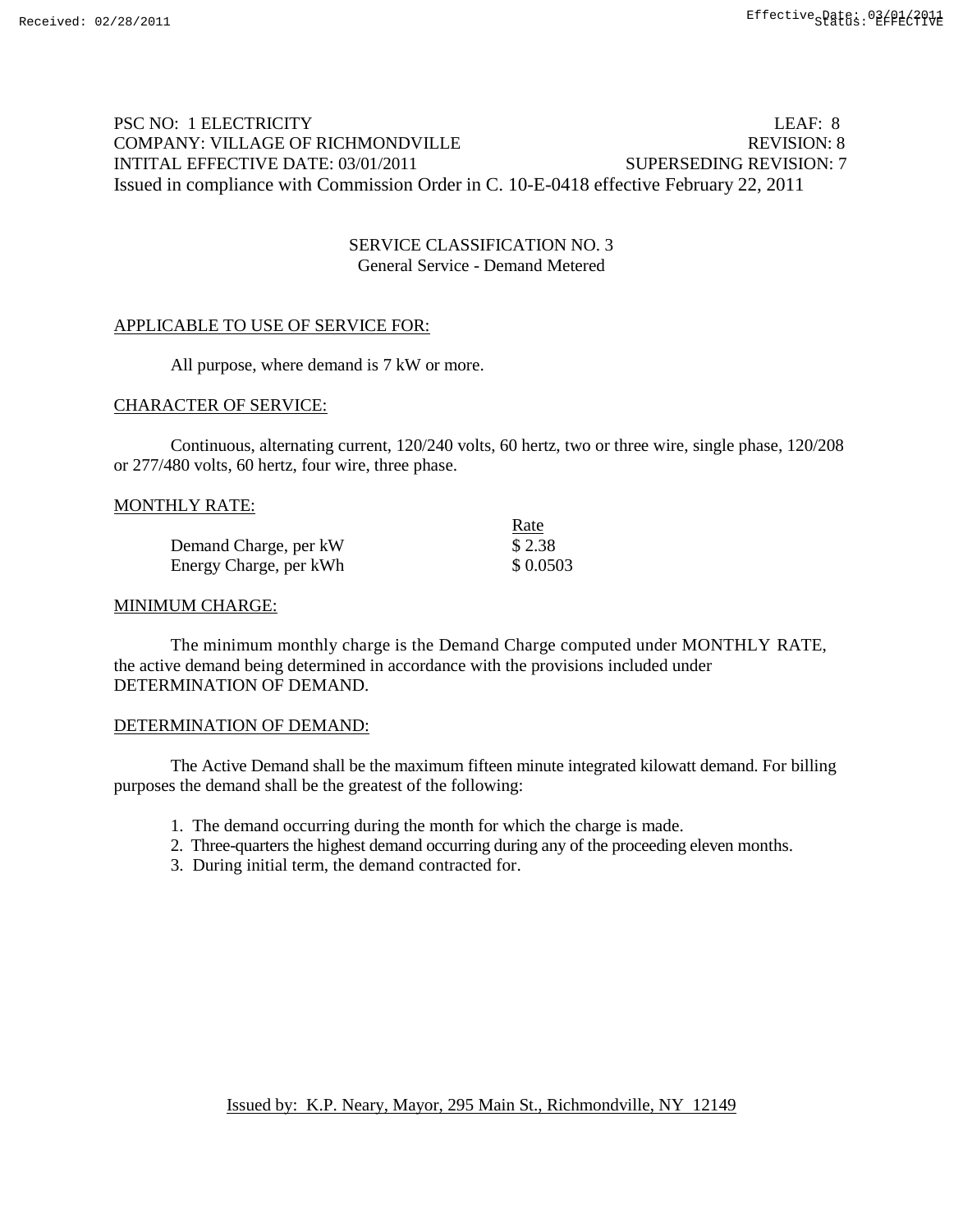PSC NO: 1 ELECTRICITY LEAF: 8
COMPANY: VILLAGE OF RICHMONDVILLE REVISION: 8
INTITAL EFFECTIVE DATE: 03/01/2011 SUPERSEDING REVISION: 7
Issued in compliance with Commission Order in C. 10-E-0418 effective February 22, 2011

## SERVICE CLASSIFICATION NO. 3
### General Service - Demand Metered

APPLICABLE TO USE OF SERVICE FOR:

All purpose, where demand is 7 kW or more.

CHARACTER OF SERVICE:

Continuous, alternating current, 120/240 volts, 60 hertz, two or three wire, single phase, 120/208 or 277/480 volts, 60 hertz, four wire, three phase.

MONTHLY RATE:

| | Rate |
|---|---|
| Demand Charge, per kW | $ 2.38 |
| Energy Charge, per kWh | $ 0.0503 |

MINIMUM CHARGE:

The minimum monthly charge is the Demand Charge computed under MONTHLY RATE, the active demand being determined in accordance with the provisions included under DETERMINATION OF DEMAND.

DETERMINATION OF DEMAND:

The Active Demand shall be the maximum fifteen minute integrated kilowatt demand. For billing purposes the demand shall be the greatest of the following:

1. The demand occurring during the month for which the charge is made.
2. Three-quarters the highest demand occurring during any of the proceeding eleven months.
3. During initial term, the demand contracted for.

Issued by: K.P. Neary, Mayor, 295 Main St., Richmondville, NY 12149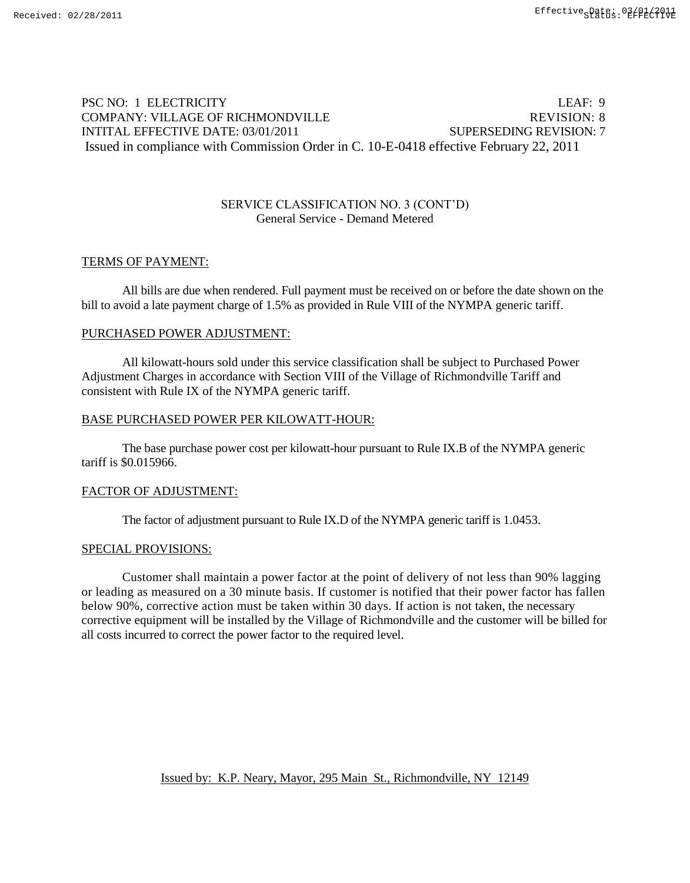PSC NO: 1 ELECTRICITY LEAF: 9
COMPANY: VILLAGE OF RICHMONDVILLE REVISION: 8
INTITAL EFFECTIVE DATE: 03/01/2011 SUPERSEDING REVISION: 7
Issued in compliance with Commission Order in C. 10-E-0418 effective February 22, 2011

SERVICE CLASSIFICATION NO. 3 (CONT'D)
General Service - Demand Metered

## TERMS OF PAYMENT:

All bills are due when rendered. Full payment must be received on or before the date shown on the bill to avoid a late payment charge of 1.5% as provided in Rule VIII of the NYMPA generic tariff.

## PURCHASED POWER ADJUSTMENT:

All kilowatt-hours sold under this service classification shall be subject to Purchased Power Adjustment Charges in accordance with Section VIII of the Village of Richmondville Tariff and consistent with Rule IX of the NYMPA generic tariff.

## BASE PURCHASED POWER PER KILOWATT-HOUR:

The base purchase power cost per kilowatt-hour pursuant to Rule IX.B of the NYMPA generic tariff is $0.015966.

## FACTOR OF ADJUSTMENT:

The factor of adjustment pursuant to Rule IX.D of the NYMPA generic tariff is 1.0453.

## SPECIAL PROVISIONS:

Customer shall maintain a power factor at the point of delivery of not less than 90% lagging or leading as measured on a 30 minute basis. If customer is notified that their power factor has fallen below 90%, corrective action must be taken within 30 days. If action is not taken, the necessary corrective equipment will be installed by the Village of Richmondville and the customer will be billed for all costs incurred to correct the power factor to the required level.

Issued by: K.P. Neary, Mayor, 295 Main St., Richmondville, NY 12149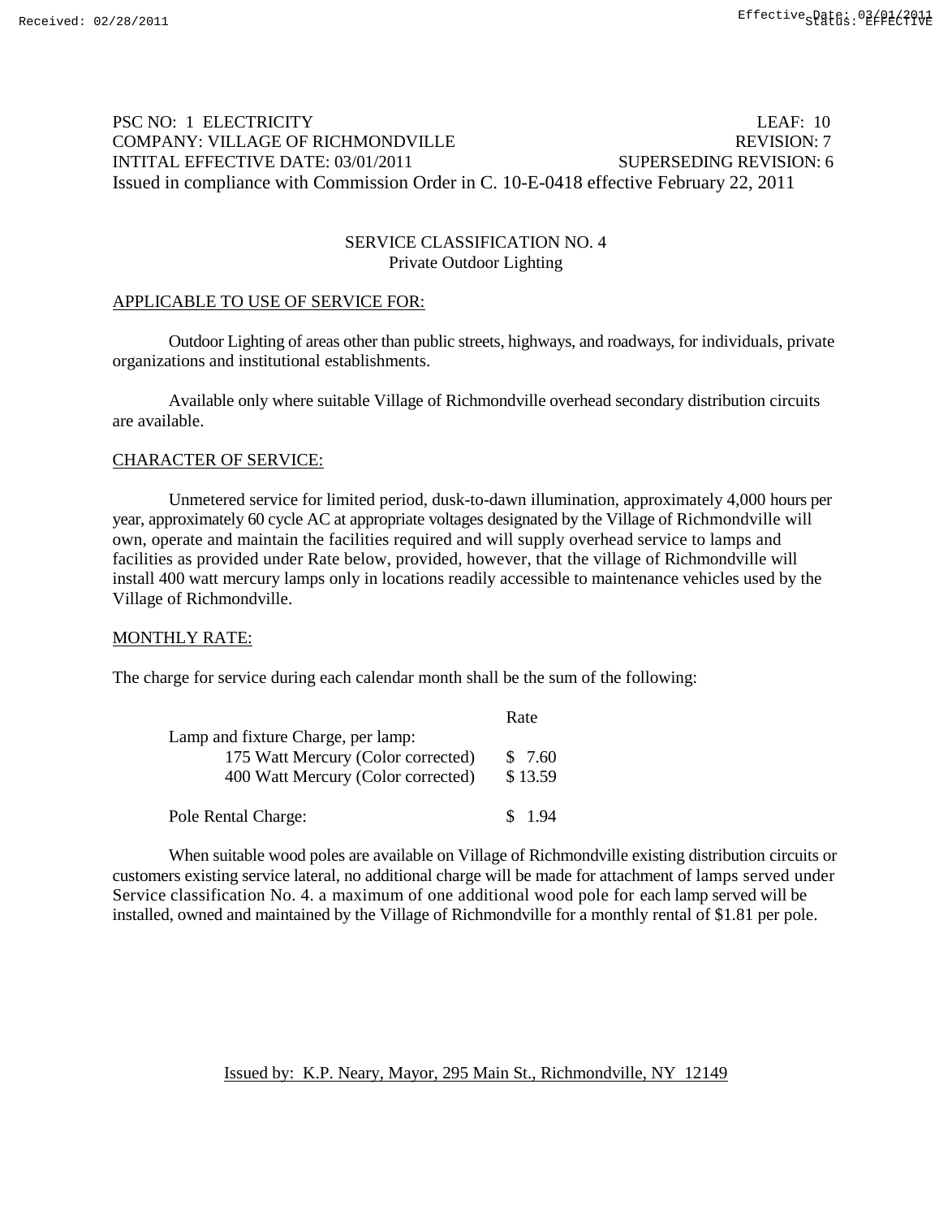PSC NO: 1 ELECTRICITY LEAF: 10
COMPANY: VILLAGE OF RICHMONDVILLE REVISION: 7
INTITAL EFFECTIVE DATE: 03/01/2011 SUPERSEDING REVISION: 6
Issued in compliance with Commission Order in C. 10-E-0418 effective February 22, 2011

## SERVICE CLASSIFICATION NO. 4
### Private Outdoor Lighting

APPLICABLE TO USE OF SERVICE FOR:

Outdoor Lighting of areas other than public streets, highways, and roadways, for individuals, private organizations and institutional establishments.

Available only where suitable Village of Richmondville overhead secondary distribution circuits are available.

CHARACTER OF SERVICE:

Unmetered service for limited period, dusk-to-dawn illumination, approximately 4,000 hours per year, approximately 60 cycle AC at appropriate voltages designated by the Village of Richmondville will own, operate and maintain the facilities required and will supply overhead service to lamps and facilities as provided under Rate below, provided, however, that the village of Richmondville will install 400 watt mercury lamps only in locations readily accessible to maintenance vehicles used by the Village of Richmondville.

MONTHLY RATE:

The charge for service during each calendar month shall be the sum of the following:

| | Rate |
|---|---|
| Lamp and fixture Charge, per lamp: | |
| 175 Watt Mercury (Color corrected) | $ 7.60 |
| 400 Watt Mercury (Color corrected) | $ 13.59 |
| | |
| Pole Rental Charge: | $ 1.94 |

When suitable wood poles are available on Village of Richmondville existing distribution circuits or customers existing service lateral, no additional charge will be made for attachment of lamps served under Service classification No. 4. a maximum of one additional wood pole for each lamp served will be installed, owned and maintained by the Village of Richmondville for a monthly rental of $1.81 per pole.

Issued by: K.P. Neary, Mayor, 295 Main St., Richmondville, NY 12149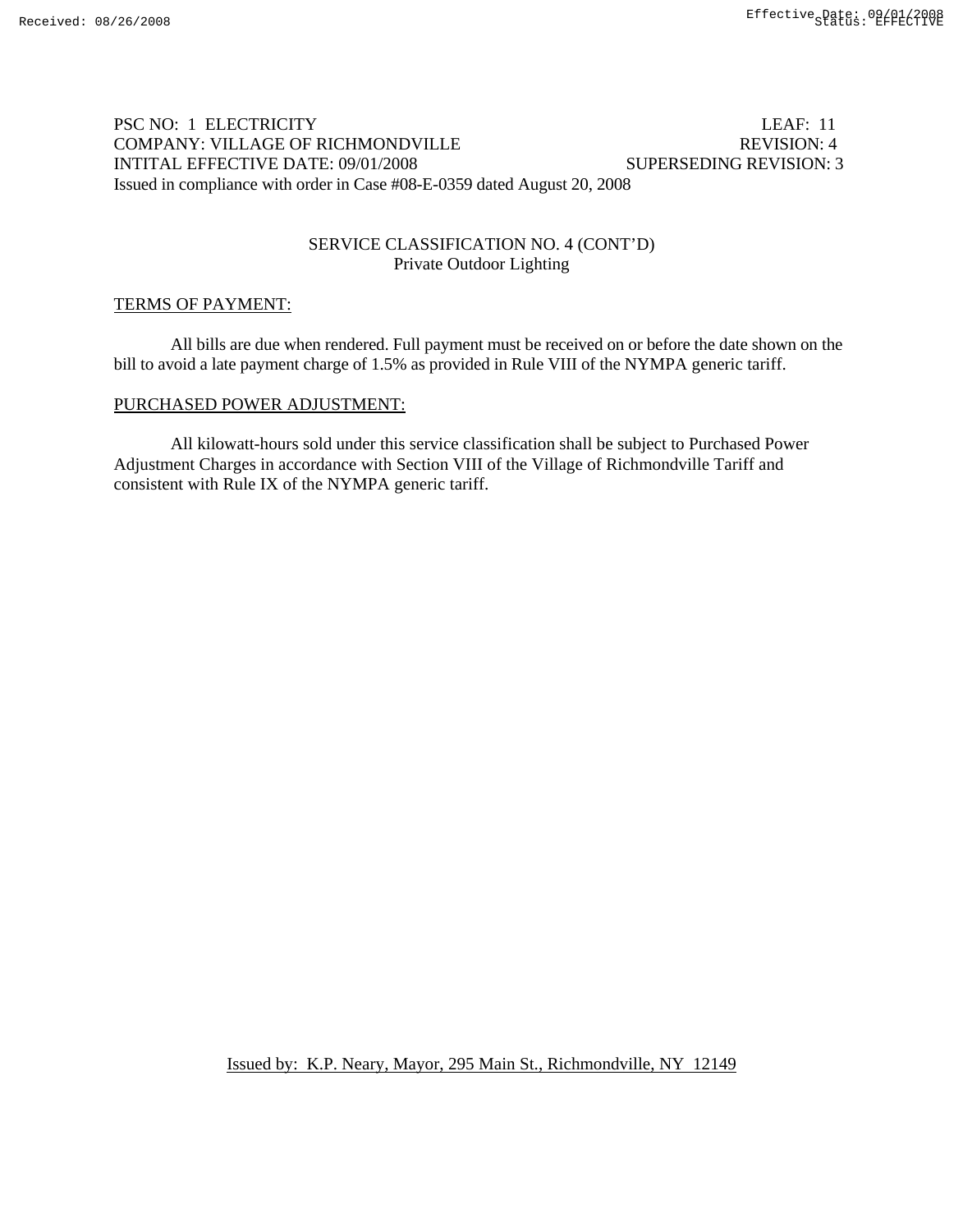PSC NO: 1 ELECTRICITY LEAF: 11
COMPANY: VILLAGE OF RICHMONDVILLE REVISION: 4
INTITAL EFFECTIVE DATE: 09/01/2008 SUPERSEDING REVISION: 3
Issued in compliance with order in Case #08-E-0359 dated August 20, 2008

SERVICE CLASSIFICATION NO. 4 (CONT'D)
Private Outdoor Lighting

TERMS OF PAYMENT:

All bills are due when rendered. Full payment must be received on or before the date shown on the bill to avoid a late payment charge of 1.5% as provided in Rule VIII of the NYMPA generic tariff.

PURCHASED POWER ADJUSTMENT:

All kilowatt-hours sold under this service classification shall be subject to Purchased Power Adjustment Charges in accordance with Section VIII of the Village of Richmondville Tariff and consistent with Rule IX of the NYMPA generic tariff.

Issued by: K.P. Neary, Mayor, 295 Main St., Richmondville, NY 12149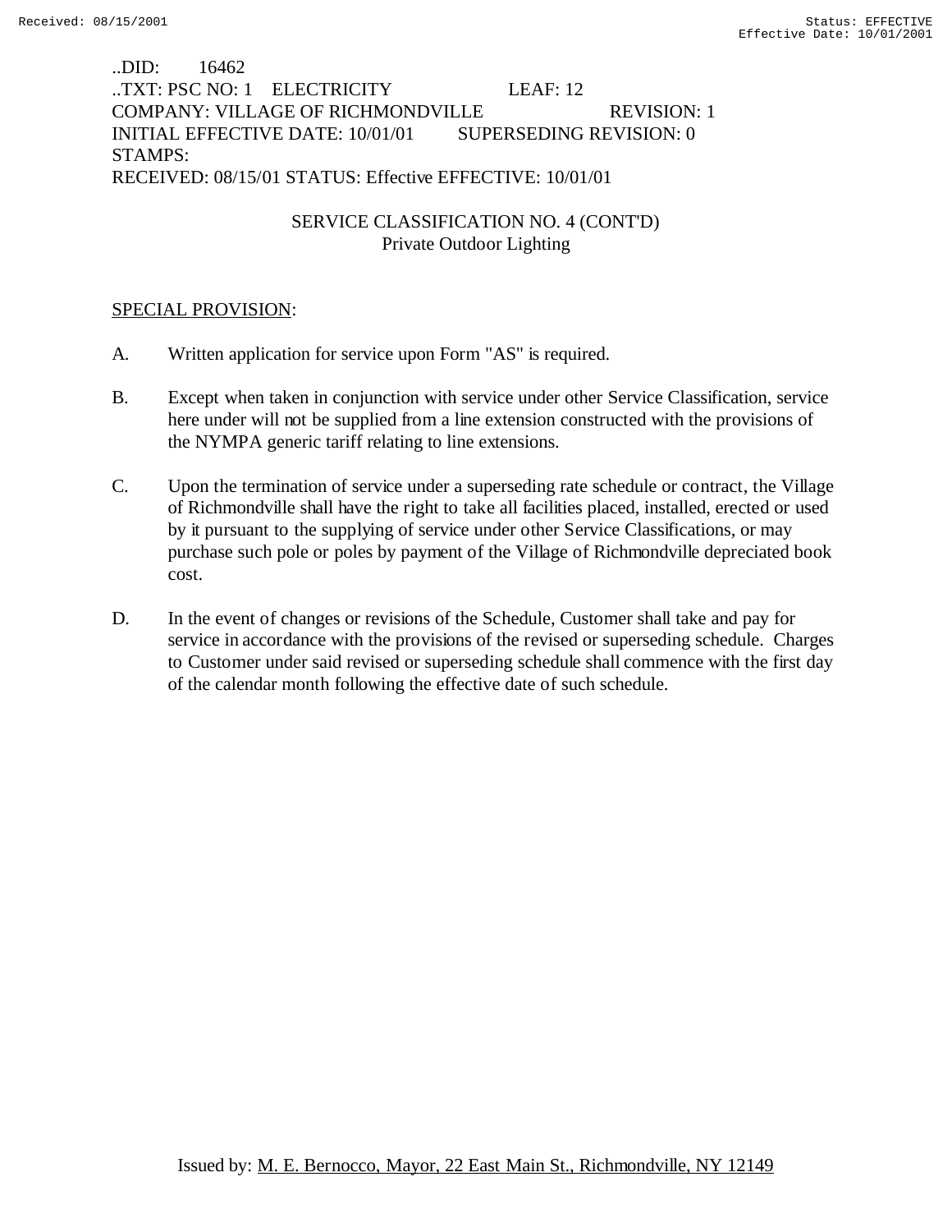..DID: 16462
..TXT: PSC NO: 1 ELECTRICITY LEAF: 12
COMPANY: VILLAGE OF RICHMONDVILLE REVISION: 1
INITIAL EFFECTIVE DATE: 10/01/01 SUPERSEDING REVISION: 0
STAMPS:
RECEIVED: 08/15/01 STATUS: Effective EFFECTIVE: 10/01/01

SERVICE CLASSIFICATION NO. 4 (CONT'D)
Private Outdoor Lighting

SPECIAL PROVISION:

A. Written application for service upon Form "AS" is required.

B. Except when taken in conjunction with service under other Service Classification, service here under will not be supplied from a line extension constructed with the provisions of the NYMPA generic tariff relating to line extensions.

C. Upon the termination of service under a superseding rate schedule or contract, the Village of Richmondville shall have the right to take all facilities placed, installed, erected or used by it pursuant to the supplying of service under other Service Classifications, or may purchase such pole or poles by payment of the Village of Richmondville depreciated book cost.

D. In the event of changes or revisions of the Schedule, Customer shall take and pay for service in accordance with the provisions of the revised or superseding schedule. Charges to Customer under said revised or superseding schedule shall commence with the first day of the calendar month following the effective date of such schedule.

Issued by: M. E. Bernocco, Mayor, 22 East Main St., Richmondville, NY 12149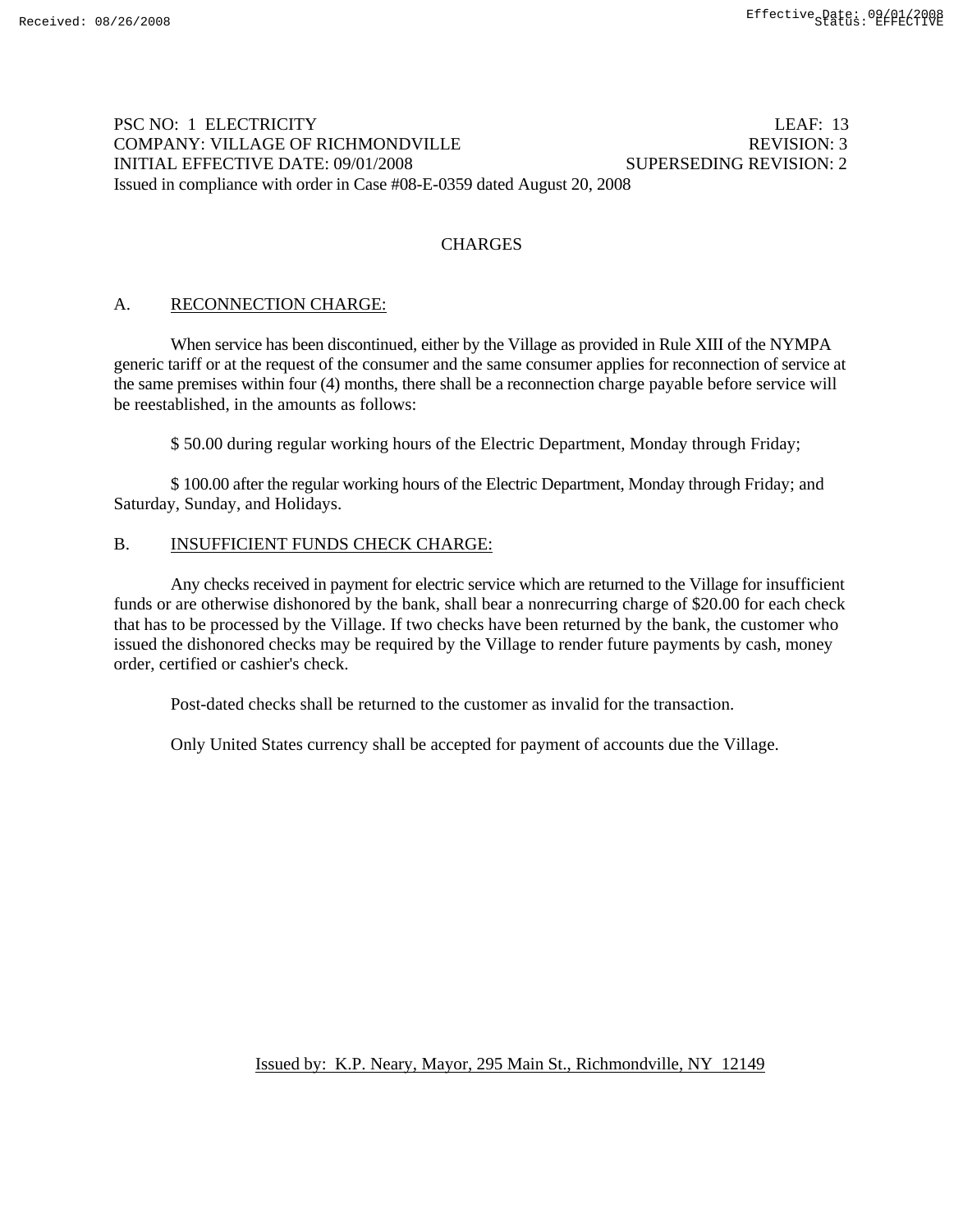PSC NO: 1 ELECTRICITY LEAF: 13
COMPANY: VILLAGE OF RICHMONDVILLE REVISION: 3
INITIAL EFFECTIVE DATE: 09/01/2008 SUPERSEDING REVISION: 2
Issued in compliance with order in Case #08-E-0359 dated August 20, 2008

## CHARGES

### A. RECONNECTION CHARGE:

When service has been discontinued, either by the Village as provided in Rule XIII of the NYMPA generic tariff or at the request of the consumer and the same consumer applies for reconnection of service at the same premises within four (4) months, there shall be a reconnection charge payable before service will be reestablished, in the amounts as follows:

$ 50.00 during regular working hours of the Electric Department, Monday through Friday;

$ 100.00 after the regular working hours of the Electric Department, Monday through Friday; and Saturday, Sunday, and Holidays.

### B. INSUFFICIENT FUNDS CHECK CHARGE:

Any checks received in payment for electric service which are returned to the Village for insufficient funds or are otherwise dishonored by the bank, shall bear a nonrecurring charge of $20.00 for each check that has to be processed by the Village. If two checks have been returned by the bank, the customer who issued the dishonored checks may be required by the Village to render future payments by cash, money order, certified or cashier's check.

Post-dated checks shall be returned to the customer as invalid for the transaction.

Only United States currency shall be accepted for payment of accounts due the Village.

Issued by: K.P. Neary, Mayor, 295 Main St., Richmondville, NY 12149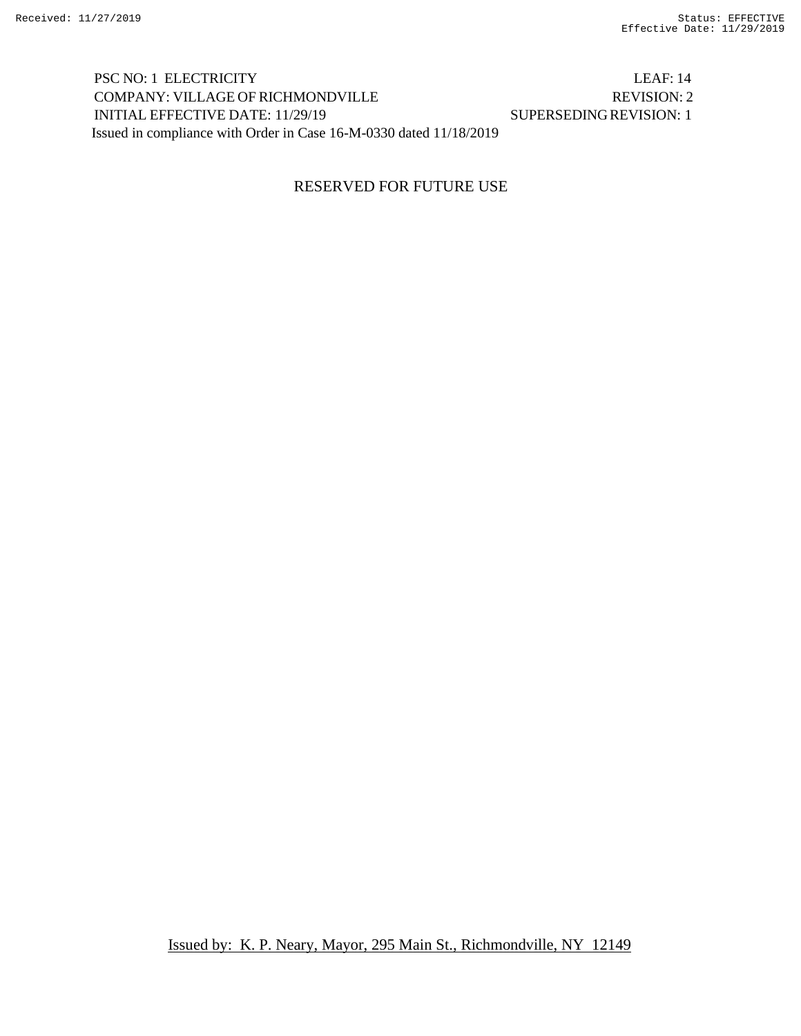PSC NO: 1 ELECTRICITY LEAF: 14
COMPANY: VILLAGE OF RICHMONDVILLE REVISION: 2
INITIAL EFFECTIVE DATE: 11/29/19 SUPERSEDING REVISION: 1
Issued in compliance with Order in Case 16-M-0330 dated 11/18/2019

RESERVED FOR FUTURE USE

Issued by: K. P. Neary, Mayor, 295 Main St., Richmondville, NY 12149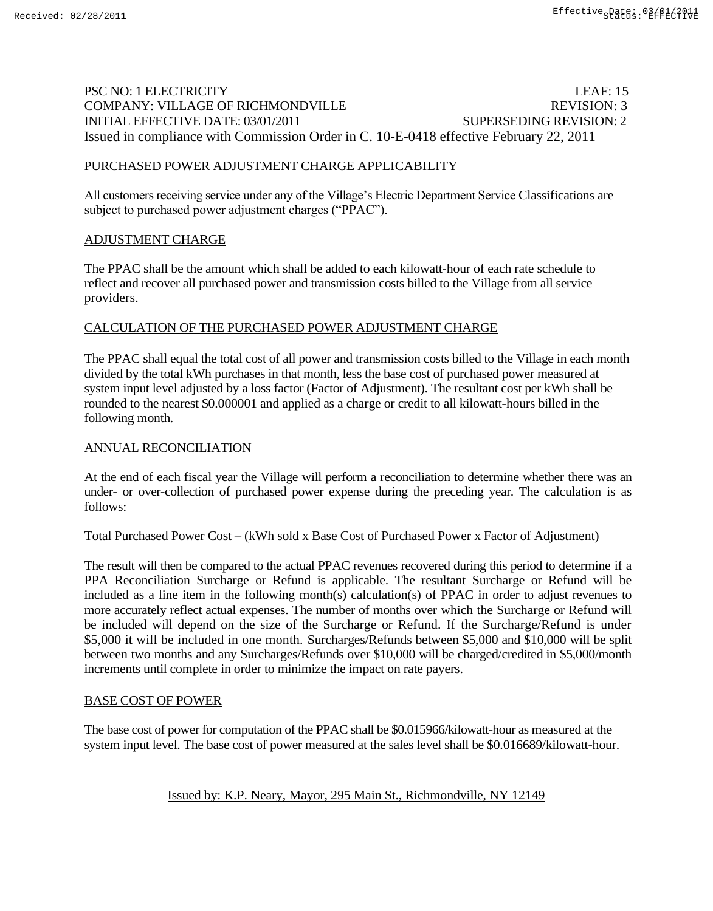PSC NO: 1 ELECTRICITY LEAF: 15
COMPANY: VILLAGE OF RICHMONDVILLE REVISION: 3
INITIAL EFFECTIVE DATE: 03/01/2011 SUPERSEDING REVISION: 2
Issued in compliance with Commission Order in C. 10-E-0418 effective February 22, 2011

## PURCHASED POWER ADJUSTMENT CHARGE APPLICABILITY

All customers receiving service under any of the Village's Electric Department Service Classifications are subject to purchased power adjustment charges ("PPAC").

## ADJUSTMENT CHARGE

The PPAC shall be the amount which shall be added to each kilowatt-hour of each rate schedule to reflect and recover all purchased power and transmission costs billed to the Village from all service providers.

## CALCULATION OF THE PURCHASED POWER ADJUSTMENT CHARGE

The PPAC shall equal the total cost of all power and transmission costs billed to the Village in each month divided by the total kWh purchases in that month, less the base cost of purchased power measured at system input level adjusted by a loss factor (Factor of Adjustment). The resultant cost per kWh shall be rounded to the nearest $0.000001 and applied as a charge or credit to all kilowatt-hours billed in the following month.

## ANNUAL RECONCILIATION

At the end of each fiscal year the Village will perform a reconciliation to determine whether there was an under- or over-collection of purchased power expense during the preceding year. The calculation is as follows:

Total Purchased Power Cost – (kWh sold x Base Cost of Purchased Power x Factor of Adjustment)

The result will then be compared to the actual PPAC revenues recovered during this period to determine if a PPA Reconciliation Surcharge or Refund is applicable. The resultant Surcharge or Refund will be included as a line item in the following month(s) calculation(s) of PPAC in order to adjust revenues to more accurately reflect actual expenses. The number of months over which the Surcharge or Refund will be included will depend on the size of the Surcharge or Refund. If the Surcharge/Refund is under $5,000 it will be included in one month. Surcharges/Refunds between $5,000 and $10,000 will be split between two months and any Surcharges/Refunds over $10,000 will be charged/credited in $5,000/month increments until complete in order to minimize the impact on rate payers.

## BASE COST OF POWER

The base cost of power for computation of the PPAC shall be $0.015966/kilowatt-hour as measured at the system input level. The base cost of power measured at the sales level shall be $0.016689/kilowatt-hour.

Issued by: K.P. Neary, Mayor, 295 Main St., Richmondville, NY 12149